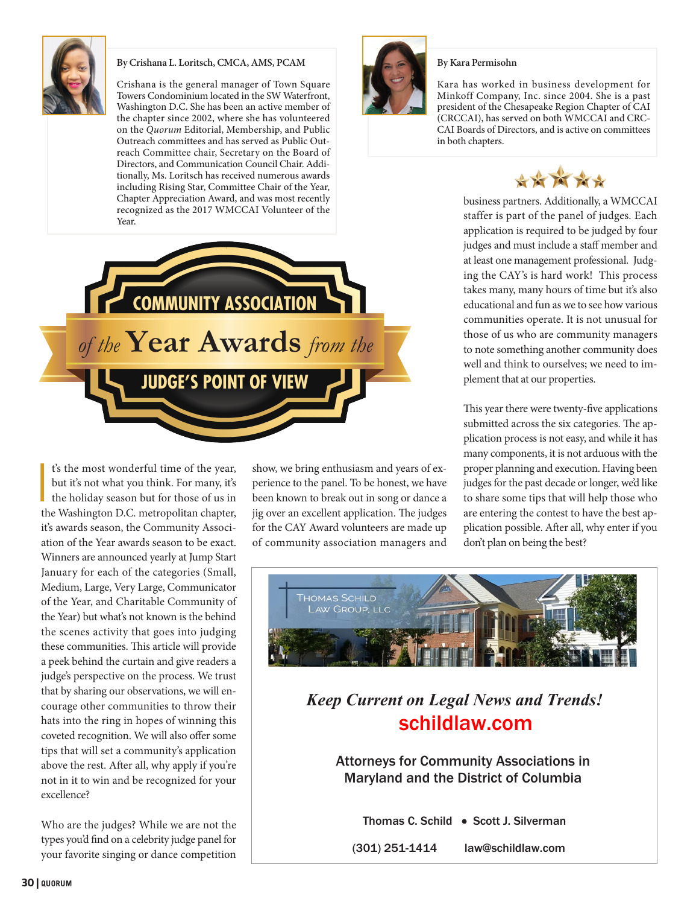# COMMUNITY ASSOCIATION *of the* Year Awards *from the* JUDGE'S POINT OF VIEW

**By Crishana L. Loritsch, CMCA, AMS, PCAM**

Crishana is the general manager of Town Square Towers Condominium located in the SW Waterfront, Washington D.C. She has been an active member of the chapter since 2002, where she has volunteered on the *Quorum* Editorial, Membership, and Public Outreach committees and has served as Public Outreach Committee chair, Secretary on the Board of Directors, and Communication Council Chair. Additionally, Ms. Loritsch has received numerous awards including Rising Star, Committee Chair of the Year, Chapter Appreciation Award, and was most recently recognized as the 2017 WMCCAI Volunteer of the Year.

**By Kara Permisohn**

Kara has worked in business development for Minkoff Company, Inc. since 2004. She is a past president of the Chesapeake Region Chapter of CAI (CRCCAI), has served on both WMCCAI and CRC-CAI Boards of Directors, and is active on committees in both chapters.

It's the most wonderful time of the year, but it's not what you think. For many, it's the holiday season but for those of us in the Washington D.C. metropolitan chapter, it's awards season, the Community Association of the Year awards season to be exact. Winners are announced yearly at Jump Start January for each of the categories (Small, Medium, Large, Very Large, Communicator of the Year, and Charitable Community of the Year) but what's not known is the behind the scenes activity that goes into judging these communities. This article will provide a peek behind the curtain and give readers a judge's perspective on the process. We trust that by sharing our observations, we will encourage other communities to throw their hats into the ring in hopes of winning this coveted recognition. We will also offer some tips that will set a community's application above the rest. After all, why apply if you're not in it to win and be recognized for your excellence?

Who are the judges? While we are not the types you'd find on a celebrity judge panel for your favorite singing or dance competition show, we bring enthusiasm and years of experience to the panel. To be honest, we have been known to break out in song or dance a jig over an excellent application. The judges for the CAY Award volunteers are made up of community association managers and business partners. Additionally, a WMCCAI staffer is part of the panel of judges. Each application is required to be judged by four judges and must include a staff member and at least one management professional. Judging the CAY's is hard work! This process takes many, many hours of time but it's also educational and fun as we to see how various communities operate. It is not unusual for those of us who are community managers to note something another community does well and think to ourselves; we need to implement that at our properties.

This year there were twenty-five applications submitted across the six categories. The application process is not easy, and while it has many components, it is not arduous with the proper planning and execution. Having been judges for the past decade or longer, we'd like to share some tips that will help those who are entering the contest to have the best application possible. After all, why enter if you don't plan on being the best?

---

THOMAS SCHILD LAW GROUP, LLC

*Keep Current on Legal News and Trends!*

schildlaw.com

Attorneys for Community Associations in Maryland and the District of Columbia

Thomas C. Schild • Scott J. Silverman

(301) 251-1414 law@schildlaw.com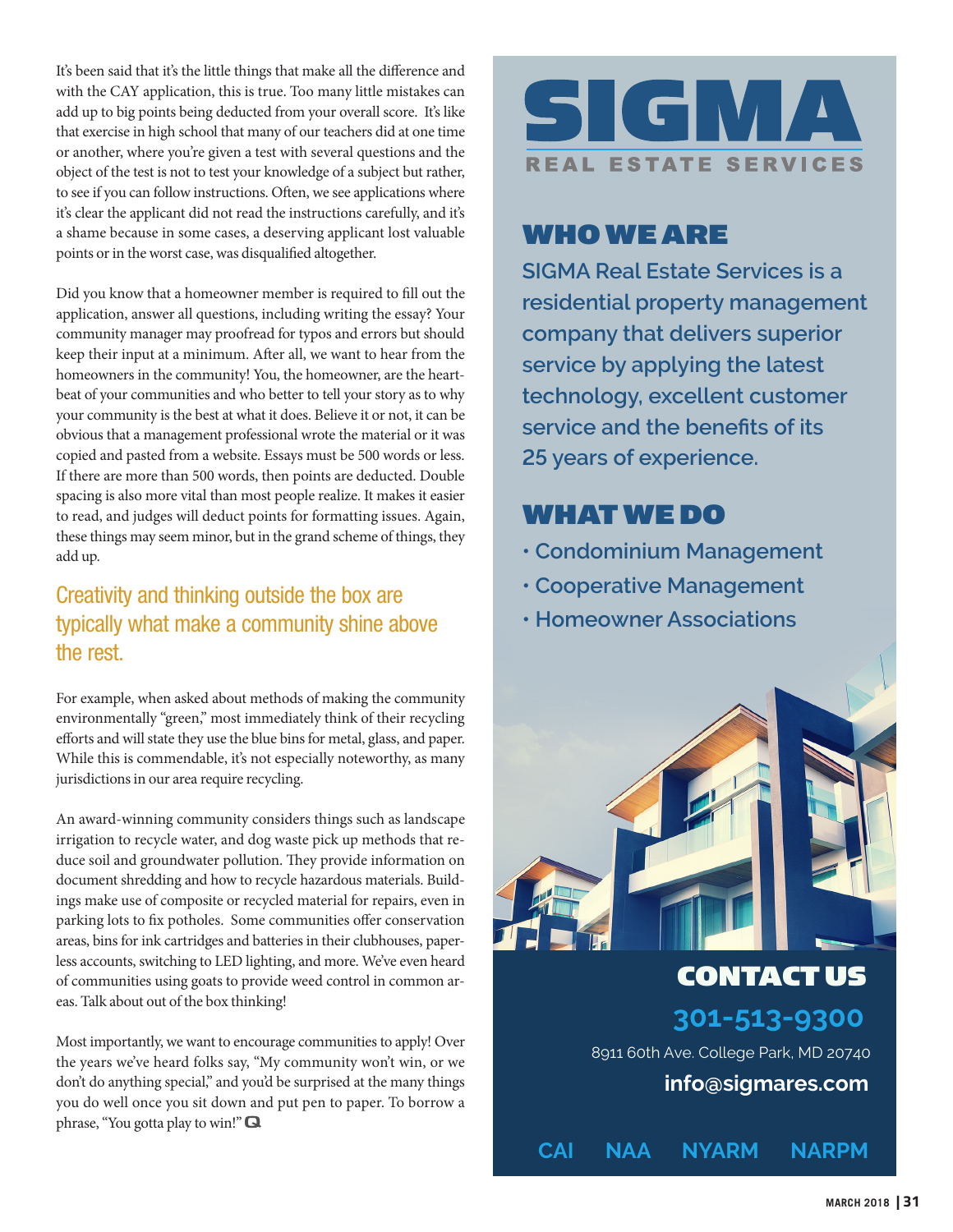It's been said that it's the little things that make all the difference and with the CAY application, this is true. Too many little mistakes can add up to big points being deducted from your overall score. It's like that exercise in high school that many of our teachers did at one time or another, where you're given a test with several questions and the object of the test is not to test your knowledge of a subject but rather, to see if you can follow instructions. Often, we see applications where it's clear the applicant did not read the instructions carefully, and it's a shame because in some cases, a deserving applicant lost valuable points or in the worst case, was disqualified altogether.

Did you know that a homeowner member is required to fill out the application, answer all questions, including writing the essay? Your community manager may proofread for typos and errors but should keep their input at a minimum. After all, we want to hear from the homeowners in the community! You, the homeowner, are the heartbeat of your communities and who better to tell your story as to why your community is the best at what it does. Believe it or not, it can be obvious that a management professional wrote the material or it was copied and pasted from a website. Essays must be 500 words or less. If there are more than 500 words, then points are deducted. Double spacing is also more vital than most people realize. It makes it easier to read, and judges will deduct points for formatting issues. Again, these things may seem minor, but in the grand scheme of things, they add up.

> Creativity and thinking outside the box are typically what make a community shine above the rest.

For example, when asked about methods of making the community environmentally "green," most immediately think of their recycling efforts and will state they use the blue bins for metal, glass, and paper. While this is commendable, it's not especially noteworthy, as many jurisdictions in our area require recycling.

An award-winning community considers things such as landscape irrigation to recycle water, and dog waste pick up methods that reduce soil and groundwater pollution. They provide information on document shredding and how to recycle hazardous materials. Buildings make use of composite or recycled material for repairs, even in parking lots to fix potholes. Some communities offer conservation areas, bins for ink cartridges and batteries in their clubhouses, paperless accounts, switching to LED lighting, and more. We've even heard of communities using goats to provide weed control in common areas. Talk about out of the box thinking!

Most importantly, we want to encourage communities to apply! Over the years we've heard folks say, "My community won't win, or we don't do anything special," and you'd be surprised at the many things you do well once you sit down and put pen to paper. To borrow a phrase, "You gotta play to win!"

# SIGMA

REAL ESTATE SERVICES

## WHO WE ARE

SIGMA Real Estate Services is a residential property management company that delivers superior service by applying the latest technology, excellent customer service and the benefits of its 25 years of experience.

## WHAT WE DO

- Condominium Management
- Cooperative Management
- Homeowner Associations

## CONTACT US

**301-513-9300**

8911 60th Ave. College Park, MD 20740

**info@sigmares.com**

CAI NAA NYARM NARPM